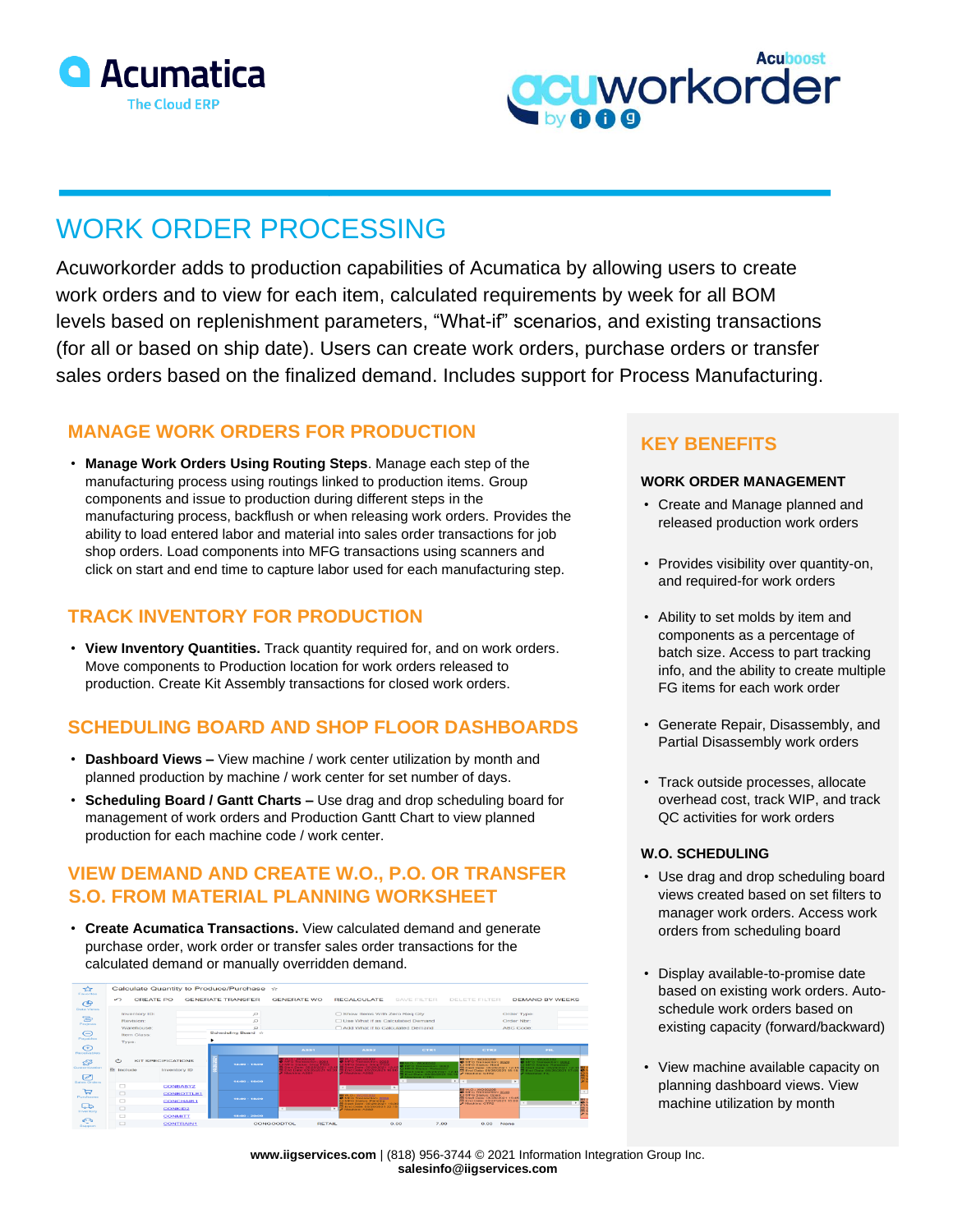Acumatica
The Cloud ERP

Acuboost
acuworkorder by iig

# WORK ORDER PROCESSING

Acuworkorder adds to production capabilities of Acumatica by allowing users to create work orders and to view for each item, calculated requirements by week for all BOM levels based on replenishment parameters, “What-if” scenarios, and existing transactions (for all or based on ship date). Users can create work orders, purchase orders or transfer sales orders based on the finalized demand. Includes support for Process Manufacturing.

## MANAGE WORK ORDERS FOR PRODUCTION

- **Manage Work Orders Using Routing Steps**. Manage each step of the manufacturing process using routings linked to production items. Group components and issue to production during different steps in the manufacturing process, backflush or when releasing work orders. Provides the ability to load entered labor and material into sales order transactions for job shop orders. Load components into MFG transactions using scanners and click on start and end time to capture labor used for each manufacturing step.

## TRACK INVENTORY FOR PRODUCTION

- **View Inventory Quantities.** Track quantity required for, and on work orders. Move components to Production location for work orders released to production. Create Kit Assembly transactions for closed work orders.

## SCHEDULING BOARD AND SHOP FLOOR DASHBOARDS

- **Dashboard Views –** View machine / work center utilization by month and planned production by machine / work center for set number of days.
- **Scheduling Board / Gantt Charts –** Use drag and drop scheduling board for management of work orders and Production Gantt Chart to view planned production for each machine code / work center.

## VIEW DEMAND AND CREATE W.O., P.O. OR TRANSFER S.O. FROM MATERIAL PLANNING WORKSHEET

- **Create Acumatica Transactions.** View calculated demand and generate purchase order, work order or transfer sales order transactions for the calculated demand or manually overridden demand.

## KEY BENEFITS

### WORK ORDER MANAGEMENT

- Create and Manage planned and released production work orders
- Provides visibility over quantity-on, and required-for work orders
- Ability to set molds by item and components as a percentage of batch size. Access to part tracking info, and the ability to create multiple FG items for each work order
- Generate Repair, Disassembly, and Partial Disassembly work orders
- Track outside processes, allocate overhead cost, track WIP, and track QC activities for work orders

### W.O. SCHEDULING

- Use drag and drop scheduling board views created based on set filters to manager work orders. Access work orders from scheduling board
- Display available-to-promise date based on existing work orders. Auto-schedule work orders based on existing capacity (forward/backward)
- View machine available capacity on planning dashboard views. View machine utilization by month

**www.iigservices.com** | (818) 956-3744 © 2021 Information Integration Group Inc.
**salesinfo@iigservices.com**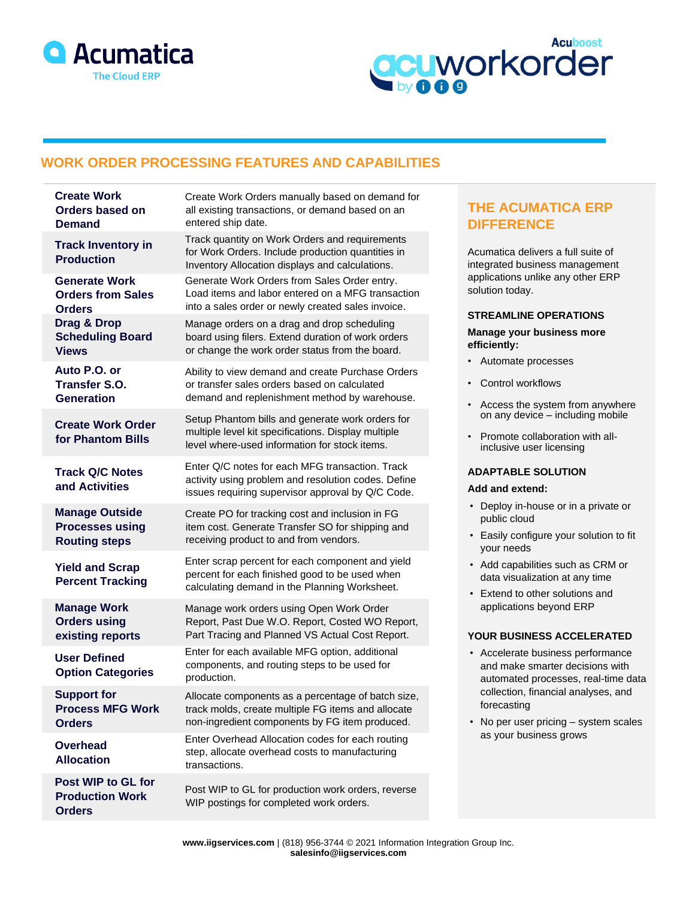Acumatica
The Cloud ERP

Acuboost
acuworkorder by iig

## WORK ORDER PROCESSING FEATURES AND CAPABILITIES

| | |
|---|---|
| **Create Work Orders based on Demand** | Create Work Orders manually based on demand for all existing transactions, or demand based on an entered ship date. |
| **Track Inventory in Production** | Track quantity on Work Orders and requirements for Work Orders. Include production quantities in Inventory Allocation displays and calculations. |
| **Generate Work Orders from Sales Orders** | Generate Work Orders from Sales Order entry. Load items and labor entered on a MFG transaction into a sales order or newly created sales invoice. |
| **Drag & Drop Scheduling Board Views** | Manage orders on a drag and drop scheduling board using filers. Extend duration of work orders or change the work order status from the board. |
| **Auto P.O. or Transfer S.O. Generation** | Ability to view demand and create Purchase Orders or transfer sales orders based on calculated demand and replenishment method by warehouse. |
| **Create Work Order for Phantom Bills** | Setup Phantom bills and generate work orders for multiple level kit specifications. Display multiple level where-used information for stock items. |
| **Track Q/C Notes and Activities** | Enter Q/C notes for each MFG transaction. Track activity using problem and resolution codes. Define issues requiring supervisor approval by Q/C Code. |
| **Manage Outside Processes using Routing steps** | Create PO for tracking cost and inclusion in FG item cost. Generate Transfer SO for shipping and receiving product to and from vendors. |
| **Yield and Scrap Percent Tracking** | Enter scrap percent for each component and yield percent for each finished good to be used when calculating demand in the Planning Worksheet. |
| **Manage Work Orders using existing reports** | Manage work orders using Open Work Order Report, Past Due W.O. Report, Costed WO Report, Part Tracing and Planned VS Actual Cost Report. |
| **User Defined Option Categories** | Enter for each available MFG option, additional components, and routing steps to be used for production. |
| **Support for Process MFG Work Orders** | Allocate components as a percentage of batch size, track molds, create multiple FG items and allocate non-ingredient components by FG item produced. |
| **Overhead Allocation** | Enter Overhead Allocation codes for each routing step, allocate overhead costs to manufacturing transactions. |
| **Post WIP to GL for Production Work Orders** | Post WIP to GL for production work orders, reverse WIP postings for completed work orders. |

## THE ACUMATICA ERP DIFFERENCE

Acumatica delivers a full suite of integrated business management applications unlike any other ERP solution today.

### STREAMLINE OPERATIONS

**Manage your business more efficiently:**

- Automate processes
- Control workflows
- Access the system from anywhere on any device – including mobile
- Promote collaboration with all-inclusive user licensing

### ADAPTABLE SOLUTION

**Add and extend:**

- Deploy in-house or in a private or public cloud
- Easily configure your solution to fit your needs
- Add capabilities such as CRM or data visualization at any time
- Extend to other solutions and applications beyond ERP

### YOUR BUSINESS ACCELERATED

- Accelerate business performance and make smarter decisions with automated processes, real-time data collection, financial analyses, and forecasting
- No per user pricing – system scales as your business grows

**www.iigservices.com** | (818) 956-3744 © 2021 Information Integration Group Inc.
**salesinfo@iigservices.com**